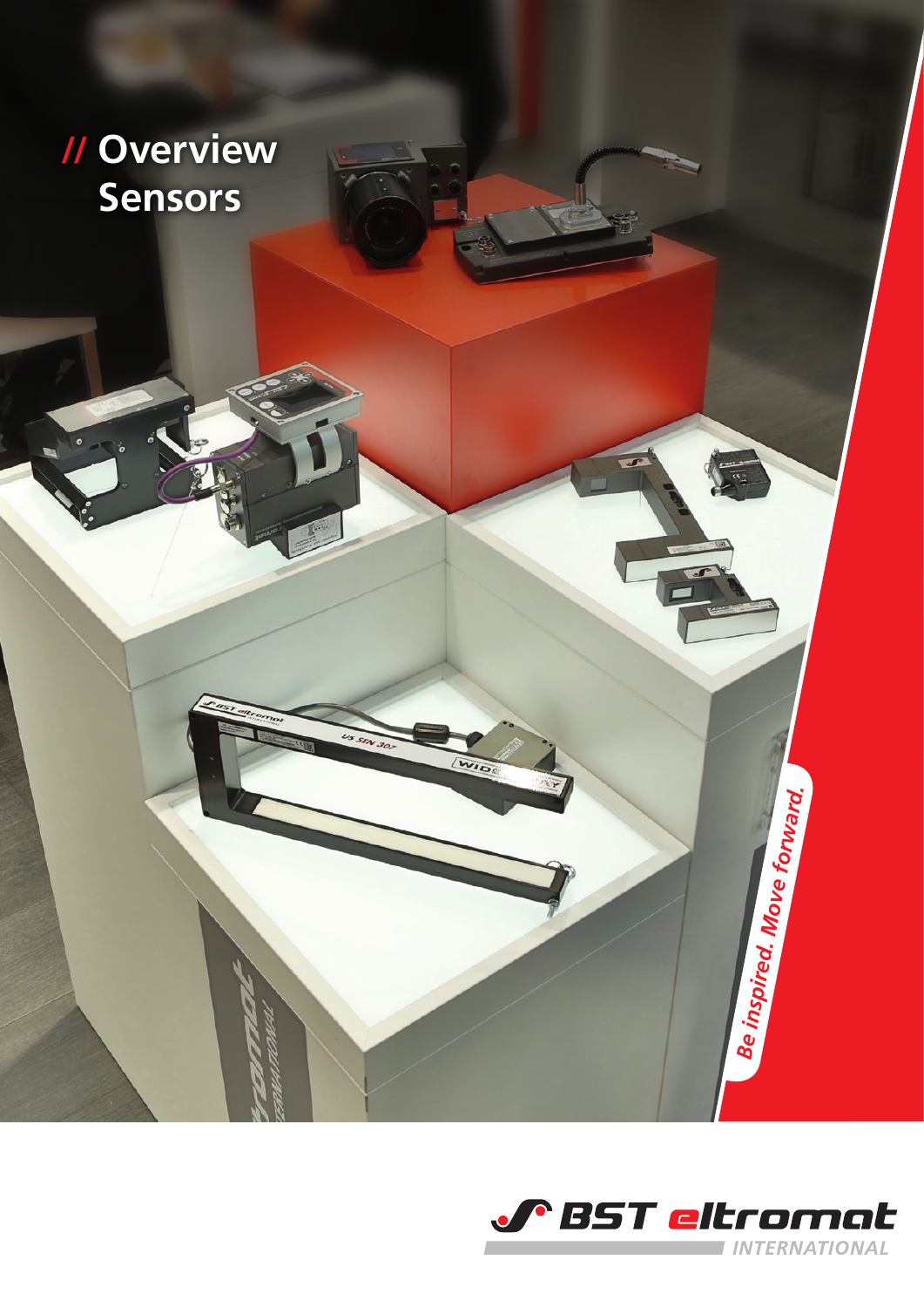# // Overview Sensors

*Be inspired. Move forward.*

BST eltromat INTERNATIONAL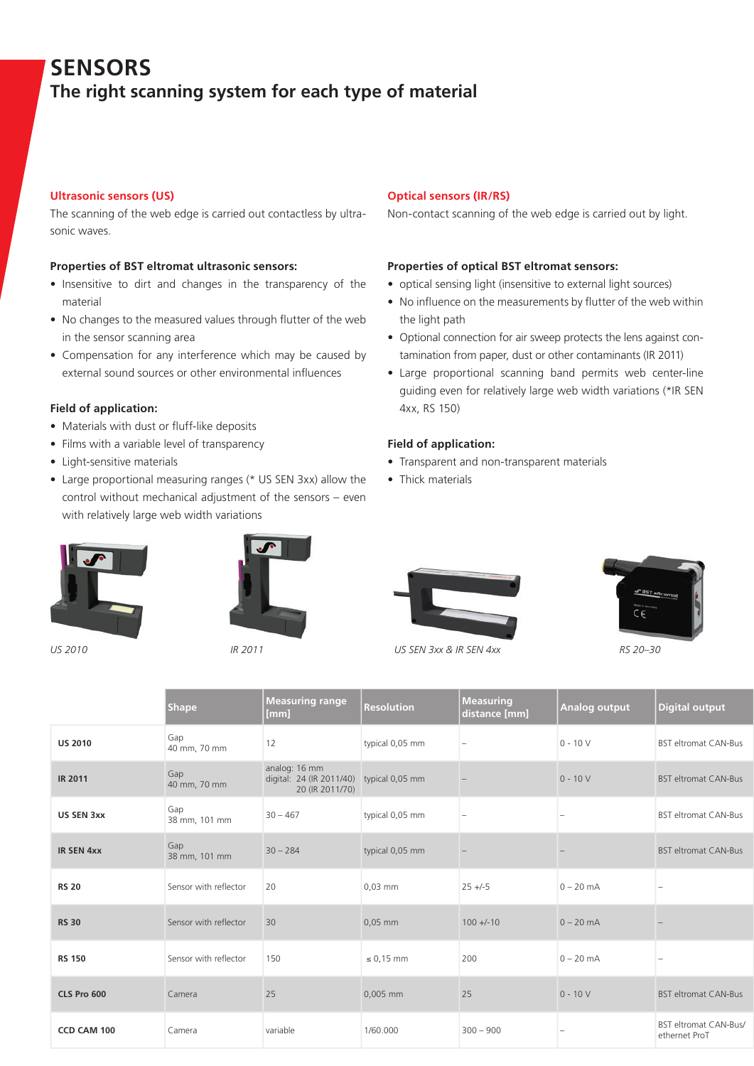# SENSORS

## The right scanning system for each type of material

### Ultrasonic sensors (US)

The scanning of the web edge is carried out contactless by ultrasonic waves.

**Properties of BST eltromat ultrasonic sensors:**

- Insensitive to dirt and changes in the transparency of the material
- No changes to the measured values through flutter of the web in the sensor scanning area
- Compensation for any interference which may be caused by external sound sources or other environmental influences

**Field of application:**

- Materials with dust or fluff-like deposits
- Films with a variable level of transparency
- Light-sensitive materials
- Large proportional measuring ranges (* US SEN 3xx) allow the control without mechanical adjustment of the sensors – even with relatively large web width variations

### Optical sensors (IR/RS)

Non-contact scanning of the web edge is carried out by light.

**Properties of optical BST eltromat sensors:**

- optical sensing light (insensitive to external light sources)
- No influence on the measurements by flutter of the web within the light path
- Optional connection for air sweep protects the lens against contamination from paper, dust or other contaminants (IR 2011)
- Large proportional scanning band permits web center-line guiding even for relatively large web width variations (*IR SEN 4xx, RS 150)

**Field of application:**

- Transparent and non-transparent materials
- Thick materials

*US 2010*

*IR 2011*

*US SEN 3xx & IR SEN 4xx*

*RS 20–30*

| | Shape | Measuring range [mm] | Resolution | Measuring distance [mm] | Analog output | Digital output |
|---|---|---|---|---|---|---|
| **US 2010** | Gap 40 mm, 70 mm | 12 | typical 0,05 mm | – | 0 - 10 V | BST eltromat CAN-Bus |
| **IR 2011** | Gap 40 mm, 70 mm | analog: 16 mm digital: 24 (IR 2011/40) 20 (IR 2011/70) | typical 0,05 mm | – | 0 - 10 V | BST eltromat CAN-Bus |
| **US SEN 3xx** | Gap 38 mm, 101 mm | 30 – 467 | typical 0,05 mm | – | – | BST eltromat CAN-Bus |
| **IR SEN 4xx** | Gap 38 mm, 101 mm | 30 – 284 | typical 0,05 mm | – | – | BST eltromat CAN-Bus |
| **RS 20** | Sensor with reflector | 20 | 0,03 mm | 25 +/-5 | 0 – 20 mA | – |
| **RS 30** | Sensor with reflector | 30 | 0,05 mm | 100 +/-10 | 0 – 20 mA | – |
| **RS 150** | Sensor with reflector | 150 | ≤ 0,15 mm | 200 | 0 – 20 mA | – |
| **CLS Pro 600** | Camera | 25 | 0,005 mm | 25 | 0 - 10 V | BST eltromat CAN-Bus |
| **CCD CAM 100** | Camera | variable | 1/60.000 | 300 – 900 | – | BST eltromat CAN-Bus/ ethernet ProT |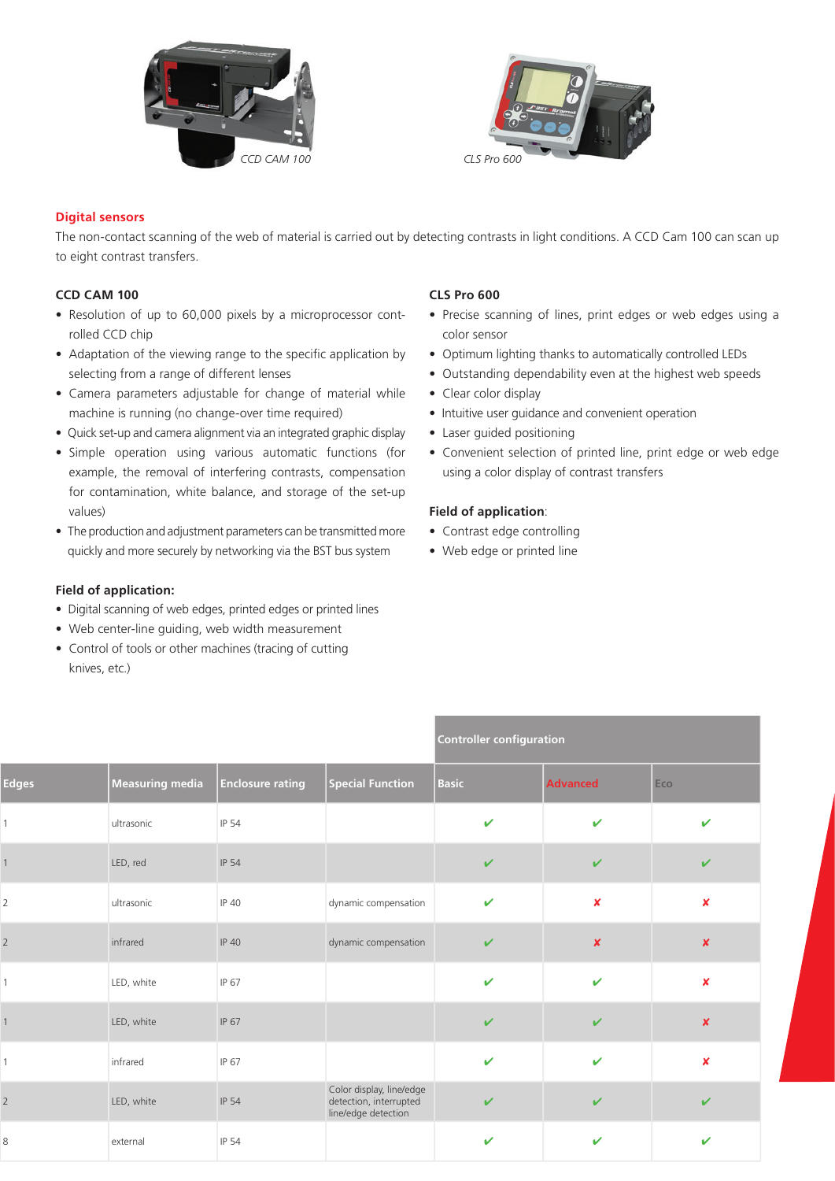CCD CAM 100

CLS Pro 600

## Digital sensors

The non-contact scanning of the web of material is carried out by detecting contrasts in light conditions. A CCD Cam 100 can scan up to eight contrast transfers.

### CCD CAM 100

- Resolution of up to 60,000 pixels by a microprocessor controlled CCD chip
- Adaptation of the viewing range to the specific application by selecting from a range of different lenses
- Camera parameters adjustable for change of material while machine is running (no change-over time required)
- Quick set-up and camera alignment via an integrated graphic display
- Simple operation using various automatic functions (for example, the removal of interfering contrasts, compensation for contamination, white balance, and storage of the set-up values)
- The production and adjustment parameters can be transmitted more quickly and more securely by networking via the BST bus system

**Field of application:**

- Digital scanning of web edges, printed edges or printed lines
- Web center-line guiding, web width measurement
- Control of tools or other machines (tracing of cutting knives, etc.)

### CLS Pro 600

- Precise scanning of lines, print edges or web edges using a color sensor
- Optimum lighting thanks to automatically controlled LEDs
- Outstanding dependability even at the highest web speeds
- Clear color display
- Intuitive user guidance and convenient operation
- Laser guided positioning
- Convenient selection of printed line, print edge or web edge using a color display of contrast transfers

**Field of application:**

- Contrast edge controlling
- Web edge or printed line

| | | | | Controller configuration | | |
|---|---|---|---|---|---|---|
| **Edges** | **Measuring media** | **Enclosure rating** | **Special Function** | **Basic** | **Advanced** | **Eco** |
| 1 | ultrasonic | IP 54 | | ✔ | ✔ | ✔ |
| 1 | LED, red | IP 54 | | ✔ | ✔ | ✔ |
| 2 | ultrasonic | IP 40 | dynamic compensation | ✔ | ✘ | ✘ |
| 2 | infrared | IP 40 | dynamic compensation | ✔ | ✘ | ✘ |
| 1 | LED, white | IP 67 | | ✔ | ✔ | ✘ |
| 1 | LED, white | IP 67 | | ✔ | ✔ | ✘ |
| 1 | infrared | IP 67 | | ✔ | ✔ | ✘ |
| 2 | LED, white | IP 54 | Color display, line/edge detection, interrupted line/edge detection | ✔ | ✔ | ✔ |
| 8 | external | IP 54 | | ✔ | ✔ | ✔ |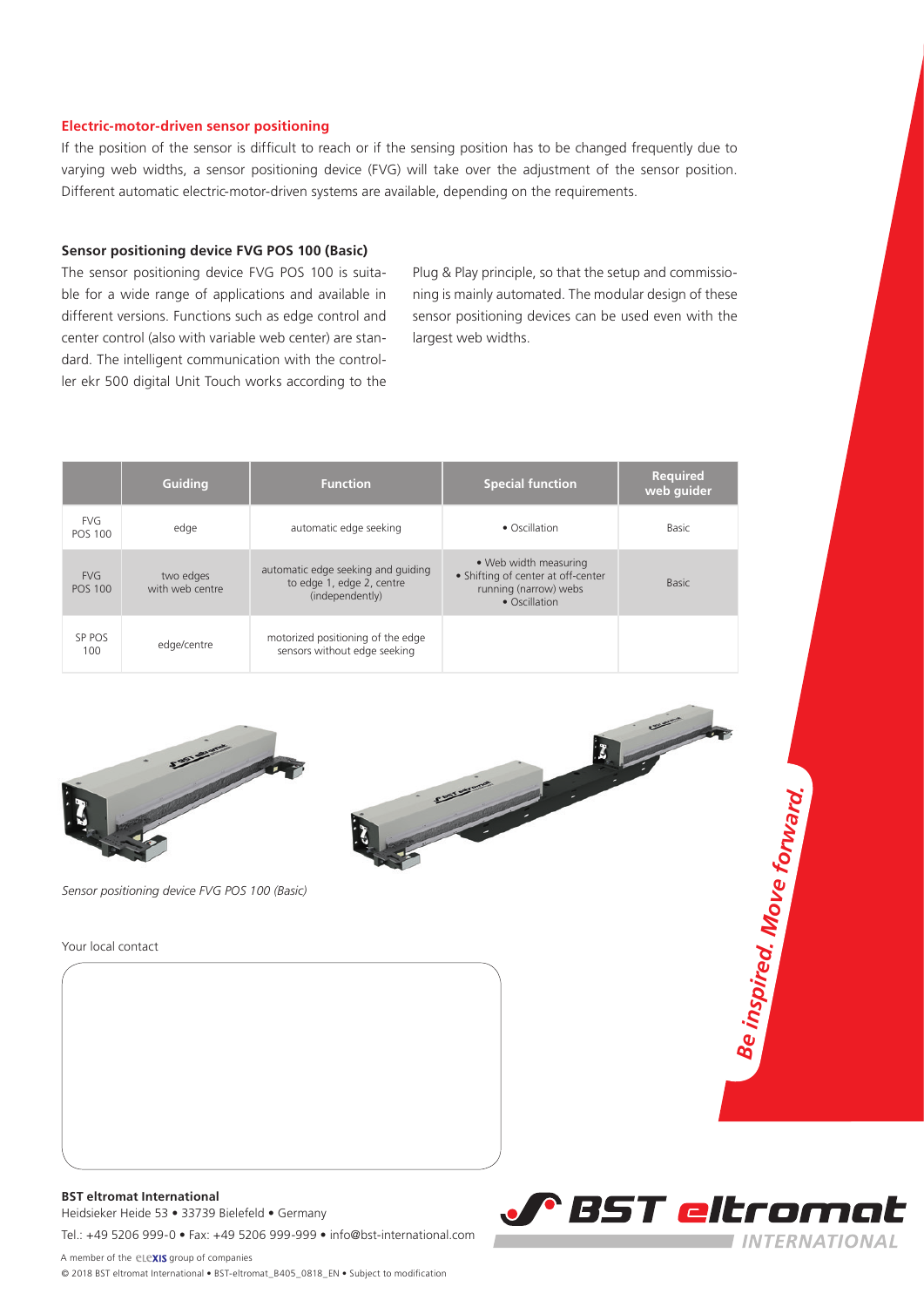## Electric-motor-driven sensor positioning

If the position of the sensor is difficult to reach or if the sensing position has to be changed frequently due to varying web widths, a sensor positioning device (FVG) will take over the adjustment of the sensor position. Different automatic electric-motor-driven systems are available, depending on the requirements.

### Sensor positioning device FVG POS 100 (Basic)

The sensor positioning device FVG POS 100 is suitable for a wide range of applications and available in different versions. Functions such as edge control and center control (also with variable web center) are standard. The intelligent communication with the controller ekr 500 digital Unit Touch works according to the Plug & Play principle, so that the setup and commissioning is mainly automated. The modular design of these sensor positioning devices can be used even with the largest web widths.

| | Guiding | Function | Special function | Required web guider |
|---|---|---|---|---|
| FVG POS 100 | edge | automatic edge seeking | • Oscillation | Basic |
| FVG POS 100 | two edges with web centre | automatic edge seeking and guiding to edge 1, edge 2, centre (independently) | • Web width measuring<br>• Shifting of center at off-center running (narrow) webs<br>• Oscillation | Basic |
| SP POS 100 | edge/centre | motorized positioning of the edge sensors without edge seeking | | |

*Sensor positioning device FVG POS 100 (Basic)*

Be inspired. Move forward.

Your local contact

**BST eltromat International**
Heidsieker Heide 53 • 33739 Bielefeld • Germany
Tel.: +49 5206 999-0 • Fax: +49 5206 999-999 • info@bst-international.com

A member of the elexis group of companies
© 2018 BST eltromat International • BST-eltromat_B405_0818_EN • Subject to modification